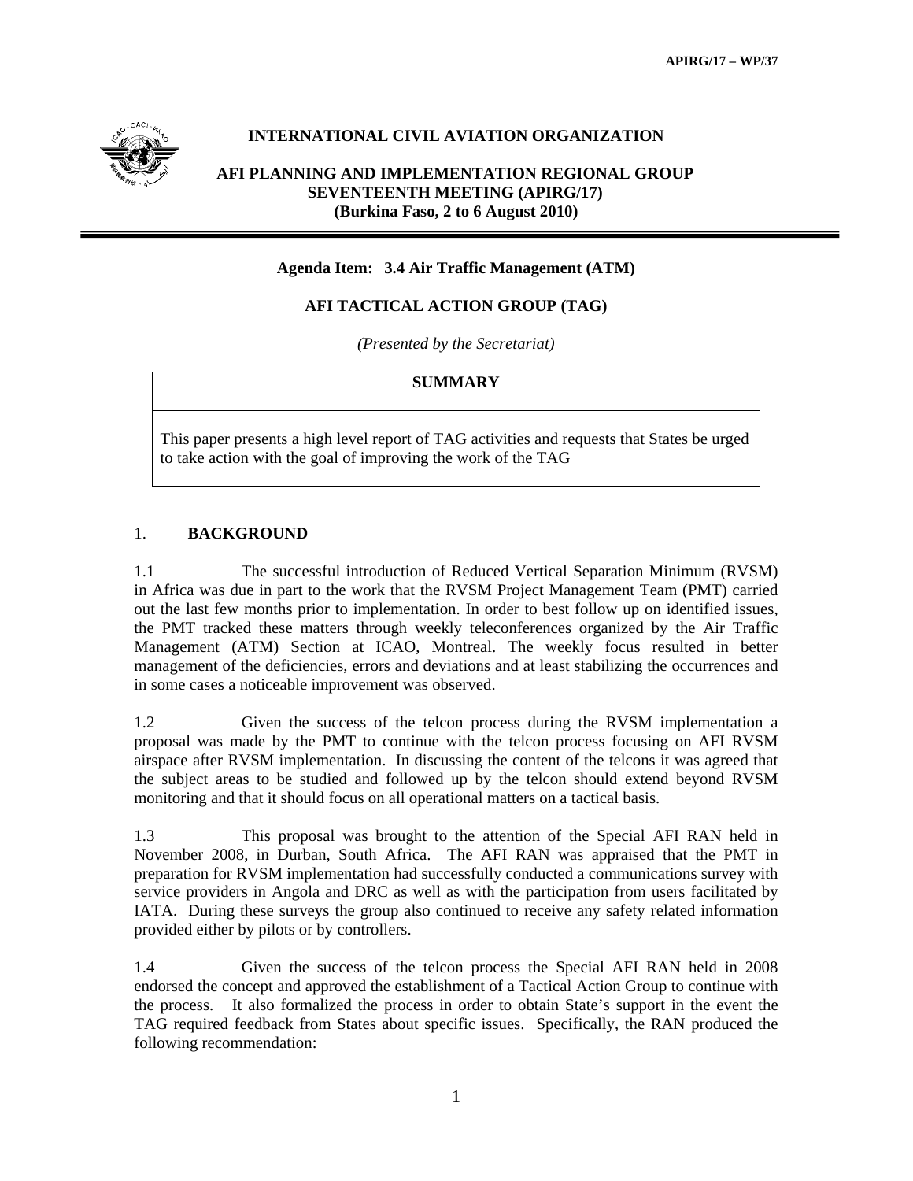# INTERNATIONAL CIVIL AVIATION ORGANIZATION

## AFI PLANNING AND IMPLEMENTATION REGIONAL GROUP SEVENTEENTH MEETING (APIRG/17)
**(Burkina Faso, 2 to 6 August 2010)**

---

**Agenda Item: 3.4 Air Traffic Management (ATM)**

**AFI TACTICAL ACTION GROUP (TAG)**

*(Presented by the Secretariat)*

| SUMMARY |
|---|
| This paper presents a high level report of TAG activities and requests that States be urged to take action with the goal of improving the work of the TAG |

## 1. BACKGROUND

1.1 The successful introduction of Reduced Vertical Separation Minimum (RVSM) in Africa was due in part to the work that the RVSM Project Management Team (PMT) carried out the last few months prior to implementation. In order to best follow up on identified issues, the PMT tracked these matters through weekly teleconferences organized by the Air Traffic Management (ATM) Section at ICAO, Montreal. The weekly focus resulted in better management of the deficiencies, errors and deviations and at least stabilizing the occurrences and in some cases a noticeable improvement was observed.

1.2 Given the success of the telcon process during the RVSM implementation a proposal was made by the PMT to continue with the telcon process focusing on AFI RVSM airspace after RVSM implementation. In discussing the content of the telcons it was agreed that the subject areas to be studied and followed up by the telcon should extend beyond RVSM monitoring and that it should focus on all operational matters on a tactical basis.

1.3 This proposal was brought to the attention of the Special AFI RAN held in November 2008, in Durban, South Africa. The AFI RAN was appraised that the PMT in preparation for RVSM implementation had successfully conducted a communications survey with service providers in Angola and DRC as well as with the participation from users facilitated by IATA. During these surveys the group also continued to receive any safety related information provided either by pilots or by controllers.

1.4 Given the success of the telcon process the Special AFI RAN held in 2008 endorsed the concept and approved the establishment of a Tactical Action Group to continue with the process. It also formalized the process in order to obtain State's support in the event the TAG required feedback from States about specific issues. Specifically, the RAN produced the following recommendation: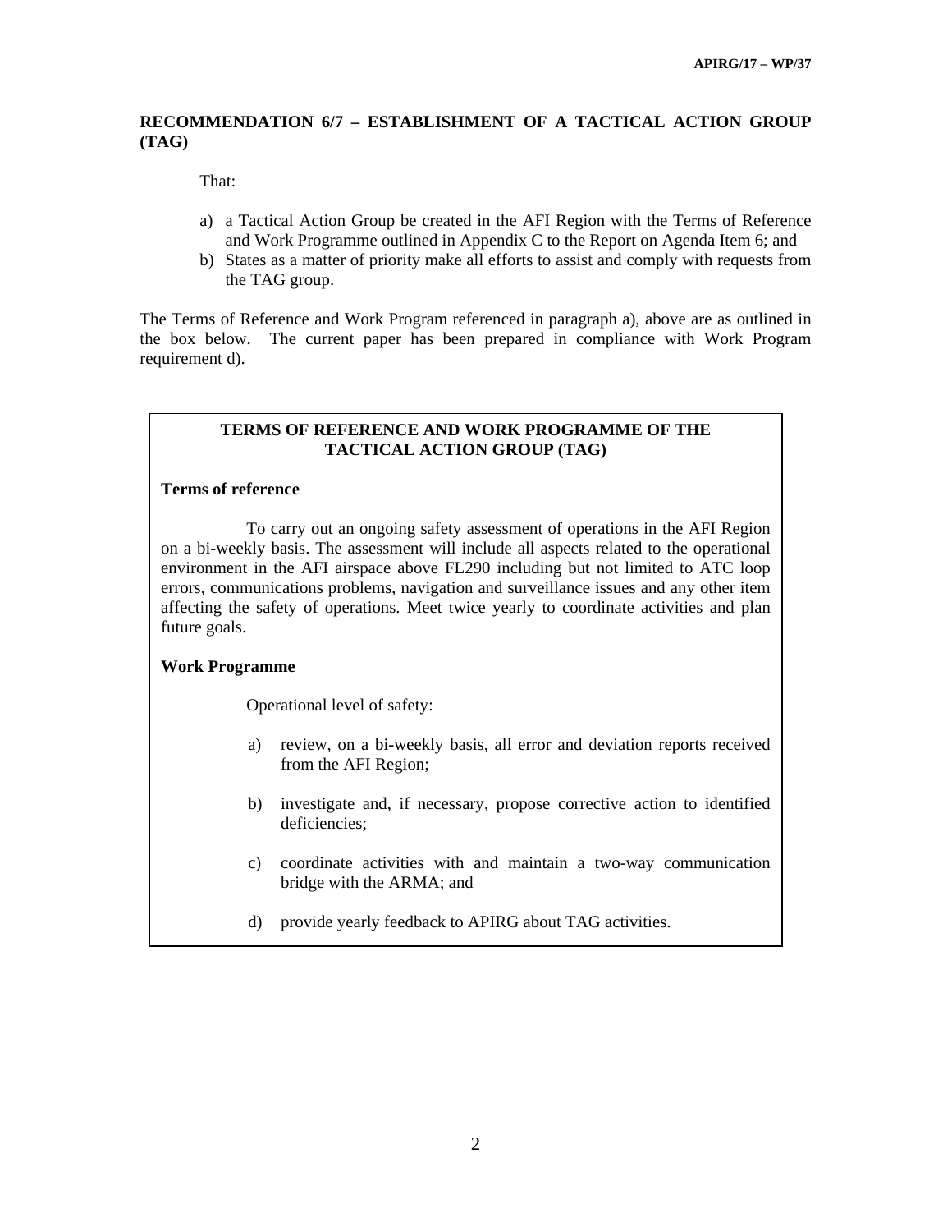**RECOMMENDATION 6/7 – ESTABLISHMENT OF A TACTICAL ACTION GROUP (TAG)**

That:

a) a Tactical Action Group be created in the AFI Region with the Terms of Reference and Work Programme outlined in Appendix C to the Report on Agenda Item 6; and
b) States as a matter of priority make all efforts to assist and comply with requests from the TAG group.

The Terms of Reference and Work Program referenced in paragraph a), above are as outlined in the box below. The current paper has been prepared in compliance with Work Program requirement d).

**TERMS OF REFERENCE AND WORK PROGRAMME OF THE TACTICAL ACTION GROUP (TAG)**

**Terms of reference**

To carry out an ongoing safety assessment of operations in the AFI Region on a bi-weekly basis. The assessment will include all aspects related to the operational environment in the AFI airspace above FL290 including but not limited to ATC loop errors, communications problems, navigation and surveillance issues and any other item affecting the safety of operations. Meet twice yearly to coordinate activities and plan future goals.

**Work Programme**

Operational level of safety:

a) review, on a bi-weekly basis, all error and deviation reports received from the AFI Region;

b) investigate and, if necessary, propose corrective action to identified deficiencies;

c) coordinate activities with and maintain a two-way communication bridge with the ARMA; and

d) provide yearly feedback to APIRG about TAG activities.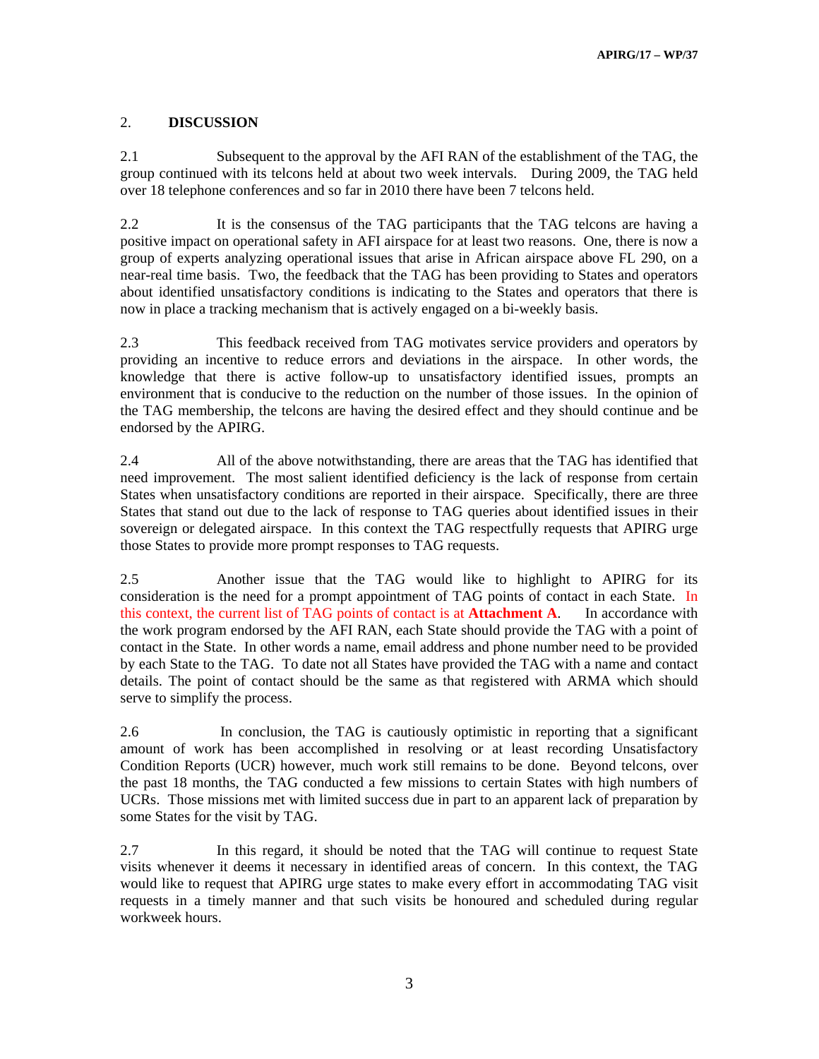## 2. DISCUSSION

2.1 Subsequent to the approval by the AFI RAN of the establishment of the TAG, the group continued with its telcons held at about two week intervals. During 2009, the TAG held over 18 telephone conferences and so far in 2010 there have been 7 telcons held.

2.2 It is the consensus of the TAG participants that the TAG telcons are having a positive impact on operational safety in AFI airspace for at least two reasons. One, there is now a group of experts analyzing operational issues that arise in African airspace above FL 290, on a near-real time basis. Two, the feedback that the TAG has been providing to States and operators about identified unsatisfactory conditions is indicating to the States and operators that there is now in place a tracking mechanism that is actively engaged on a bi-weekly basis.

2.3 This feedback received from TAG motivates service providers and operators by providing an incentive to reduce errors and deviations in the airspace. In other words, the knowledge that there is active follow-up to unsatisfactory identified issues, prompts an environment that is conducive to the reduction on the number of those issues. In the opinion of the TAG membership, the telcons are having the desired effect and they should continue and be endorsed by the APIRG.

2.4 All of the above notwithstanding, there are areas that the TAG has identified that need improvement. The most salient identified deficiency is the lack of response from certain States when unsatisfactory conditions are reported in their airspace. Specifically, there are three States that stand out due to the lack of response to TAG queries about identified issues in their sovereign or delegated airspace. In this context the TAG respectfully requests that APIRG urge those States to provide more prompt responses to TAG requests.

2.5 Another issue that the TAG would like to highlight to APIRG for its consideration is the need for a prompt appointment of TAG points of contact in each State. In this context, the current list of TAG points of contact is at **Attachment A**. In accordance with the work program endorsed by the AFI RAN, each State should provide the TAG with a point of contact in the State. In other words a name, email address and phone number need to be provided by each State to the TAG. To date not all States have provided the TAG with a name and contact details. The point of contact should be the same as that registered with ARMA which should serve to simplify the process.

2.6 In conclusion, the TAG is cautiously optimistic in reporting that a significant amount of work has been accomplished in resolving or at least recording Unsatisfactory Condition Reports (UCR) however, much work still remains to be done. Beyond telcons, over the past 18 months, the TAG conducted a few missions to certain States with high numbers of UCRs. Those missions met with limited success due in part to an apparent lack of preparation by some States for the visit by TAG.

2.7 In this regard, it should be noted that the TAG will continue to request State visits whenever it deems it necessary in identified areas of concern. In this context, the TAG would like to request that APIRG urge states to make every effort in accommodating TAG visit requests in a timely manner and that such visits be honoured and scheduled during regular workweek hours.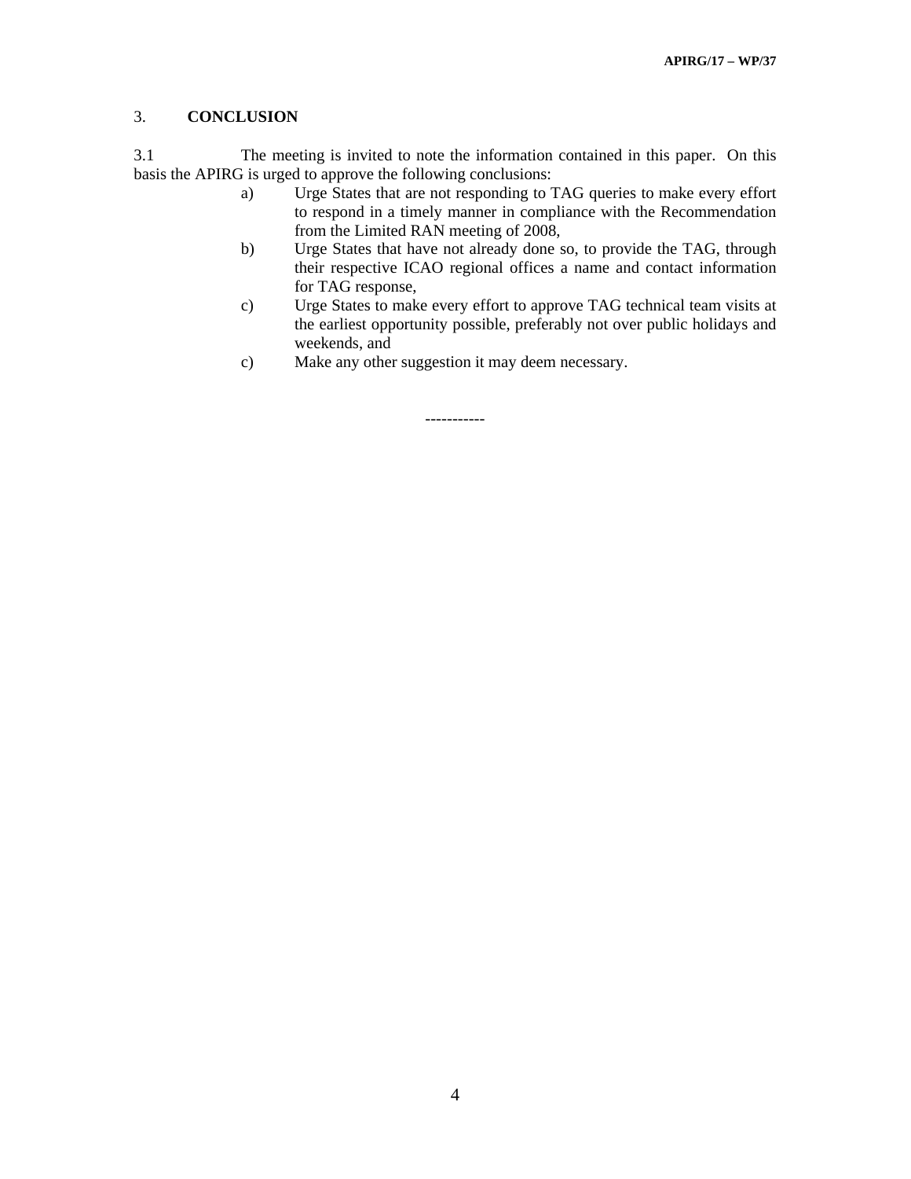## 3. CONCLUSION

3.1 The meeting is invited to note the information contained in this paper. On this basis the APIRG is urged to approve the following conclusions:

a) Urge States that are not responding to TAG queries to make every effort to respond in a timely manner in compliance with the Recommendation from the Limited RAN meeting of 2008,

b) Urge States that have not already done so, to provide the TAG, through their respective ICAO regional offices a name and contact information for TAG response,

c) Urge States to make every effort to approve TAG technical team visits at the earliest opportunity possible, preferably not over public holidays and weekends, and

c) Make any other suggestion it may deem necessary.

-----------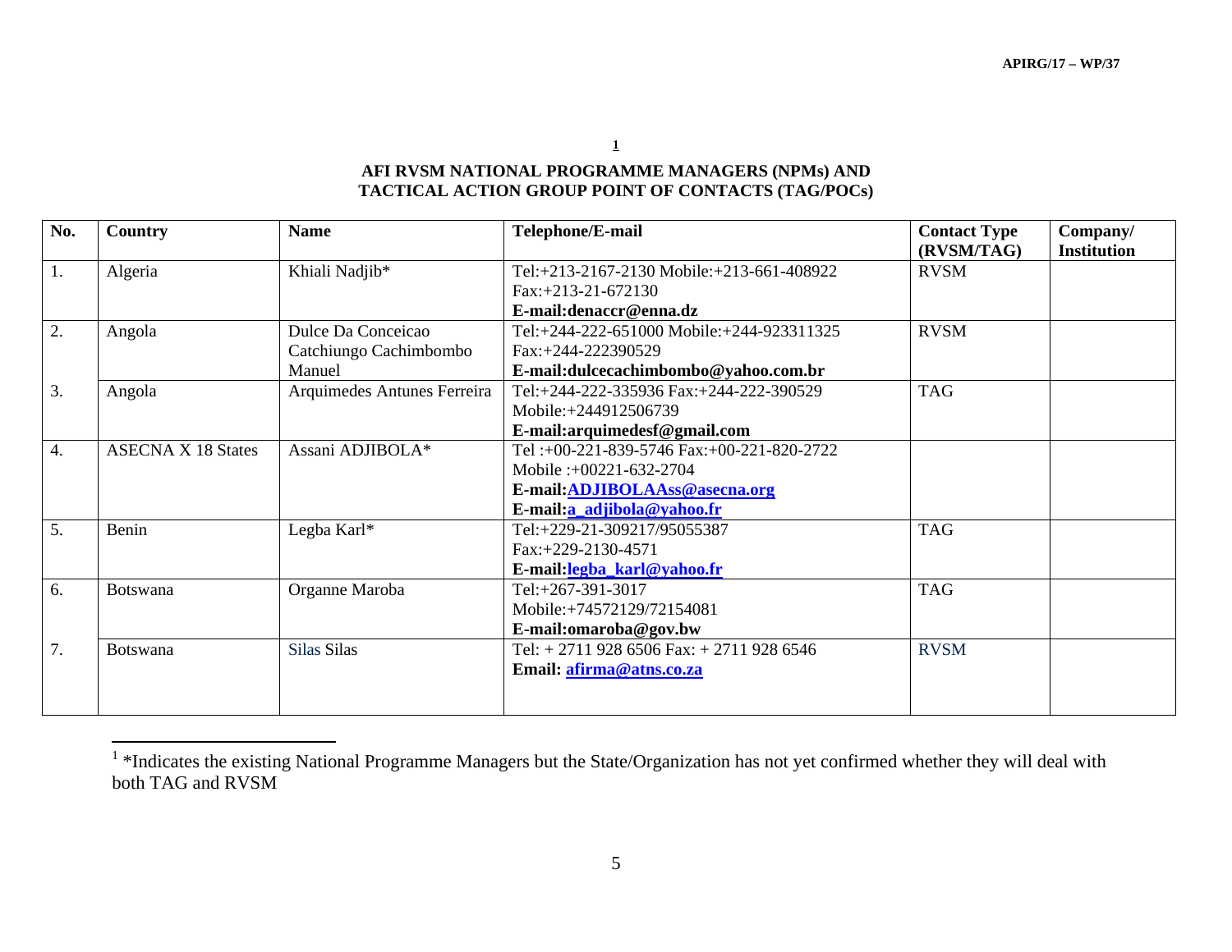# AFI RVSM NATIONAL PROGRAMME MANAGERS (NPMs) AND TACTICAL ACTION GROUP POINT OF CONTACTS (TAG/POCs)[1]

| No. | Country | Name | Telephone/E-mail | Contact Type (RVSM/TAG) | Company/ Institution |
|---|---|---|---|---|---|
| 1. | Algeria | Khiali Nadjib* | Tel:+213-2167-2130 Mobile:+213-661-408922 Fax:+213-21-672130 **E-mail:denaccr@enna.dz** | RVSM | |
| 2. | Angola | Dulce Da Conceicao Catchiungo Cachimbombo Manuel | Tel:+244-222-651000 Mobile:+244-923311325 Fax:+244-222390529 **E-mail:dulcecachimbombo@yahoo.com.br** | RVSM | |
| 3. | Angola | Arquimedes Antunes Ferreira | Tel:+244-222-335936 Fax:+244-222-390529 Mobile:+244912506739 **E-mail:arquimedesf@gmail.com** | TAG | |
| 4. | ASECNA X 18 States | Assani ADJIBOLA* | Tel :+00-221-839-5746 Fax:+00-221-820-2722 Mobile :+00221-632-2704 **E-mail:ADJIBOLAAss@asecna.org** **E-mail:a_adjibola@yahoo.fr** | | |
| 5. | Benin | Legba Karl* | Tel:+229-21-309217/95055387 Fax:+229-2130-4571 **E-mail:legba_karl@yahoo.fr** | TAG | |
| 6. | Botswana | Organne Maroba | Tel:+267-391-3017 Mobile:+74572129/72154081 **E-mail:omaroba@gov.bw** | TAG | |
| 7. | Botswana | Silas Silas | Tel: + 2711 928 6506 Fax: + 2711 928 6546 **Email: afirma@atns.co.za** | RVSM | |

[1] *Indicates the existing National Programme Managers but the State/Organization has not yet confirmed whether they will deal with both TAG and RVSM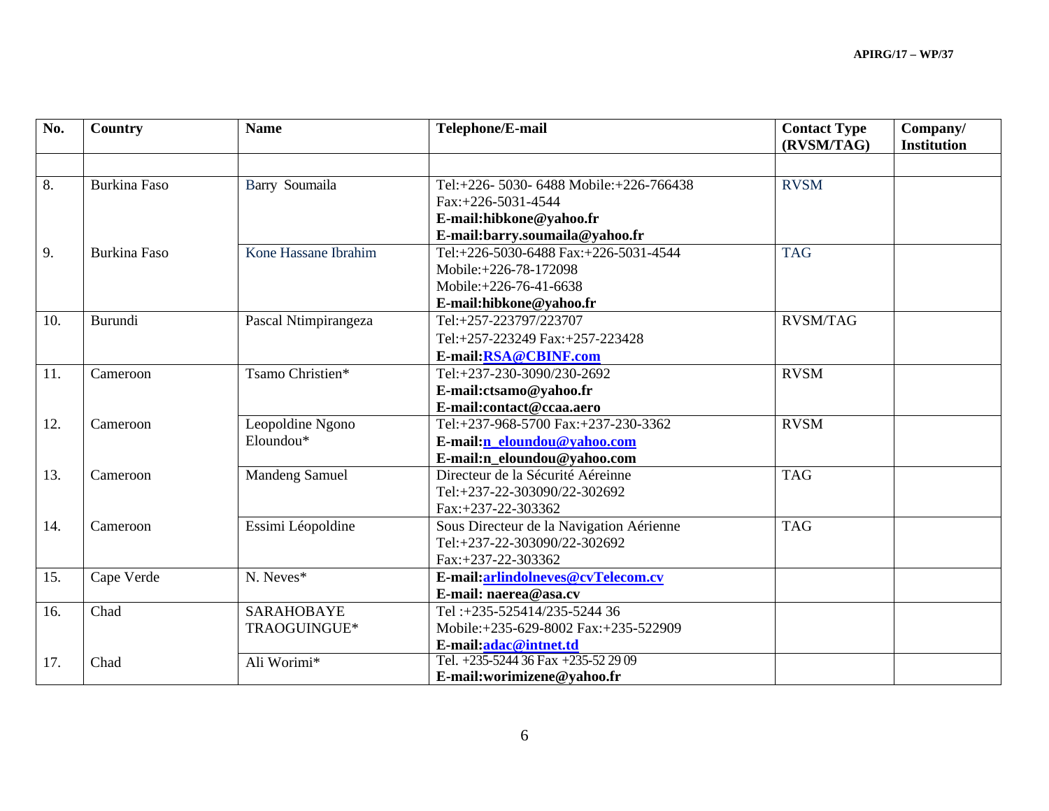| No. | Country | Name | Telephone/E-mail | Contact Type (RVSM/TAG) | Company/ Institution |
|---|---|---|---|---|---|
| | | | | | |
| 8. | Burkina Faso | Barry Soumaila | Tel:+226- 5030- 6488 Mobile:+226-766438 Fax:+226-5031-4544 **E-mail:hibkone@yahoo.fr** **E-mail:barry.soumaila@yahoo.fr** | RVSM | |
| 9. | Burkina Faso | Kone Hassane Ibrahim | Tel:+226-5030-6488 Fax:+226-5031-4544 Mobile:+226-78-172098 Mobile:+226-76-41-6638 **E-mail:hibkone@yahoo.fr** | TAG | |
| 10. | Burundi | Pascal Ntimpirangeza | Tel:+257-223797/223707 Tel:+257-223249 Fax:+257-223428 **E-mail:RSA@CBINF.com** | RVSM/TAG | |
| 11. | Cameroon | Tsamo Christien* | Tel:+237-230-3090/230-2692 **E-mail:ctsamo@yahoo.fr** **E-mail:contact@ccaa.aero** | RVSM | |
| 12. | Cameroon | Leopoldine Ngono Eloundou* | Tel:+237-968-5700 Fax:+237-230-3362 **E-mail:n_eloundou@yahoo.com** **E-mail:n_eloundou@yahoo.com** | RVSM | |
| 13. | Cameroon | Mandeng Samuel | Directeur de la Sécurité Aéreinne Tel:+237-22-303090/22-302692 Fax:+237-22-303362 | TAG | |
| 14. | Cameroon | Essimi Léopoldine | Sous Directeur de la Navigation Aérienne Tel:+237-22-303090/22-302692 Fax:+237-22-303362 | TAG | |
| 15. | Cape Verde | N. Neves* | **E-mail:arlindolneves@cvTelecom.cv** **E-mail: naerea@asa.cv** | | |
| 16. | Chad | SARAHOBAYE TRAOGUINGUE* | Tel :+235-525414/235-5244 36 Mobile:+235-629-8002 Fax:+235-522909 **E-mail:adac@intnet.td** | | |
| 17. | Chad | Ali Worimi* | Tel. +235-5244 36 Fax +235-52 29 09 **E-mail:worimizene@yahoo.fr** | | |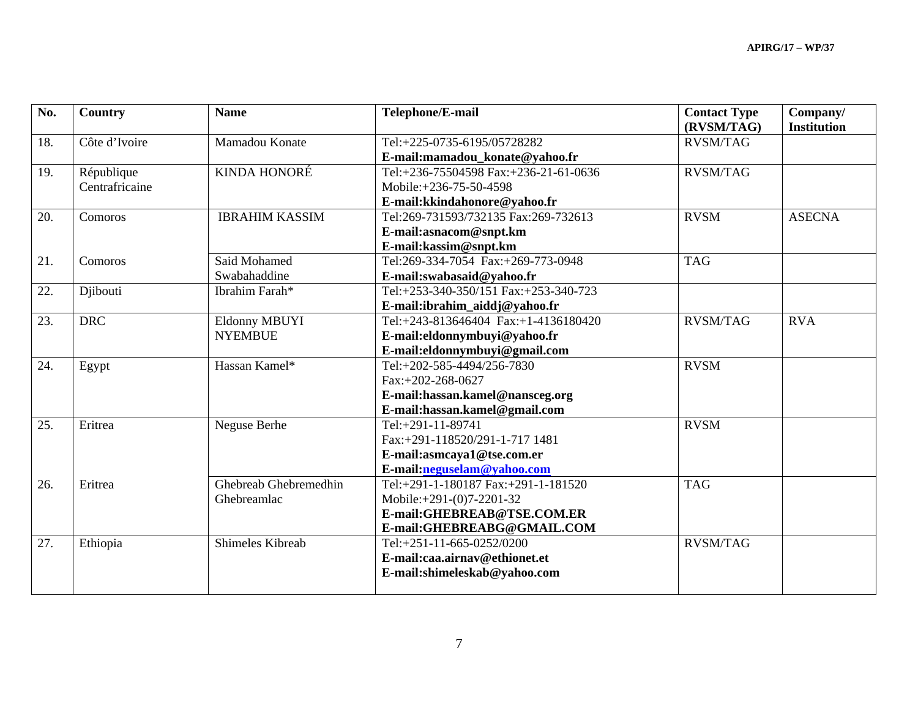| No. | Country | Name | Telephone/E-mail | Contact Type (RVSM/TAG) | Company/ Institution |
|---|---|---|---|---|---|
| 18. | Côte d'Ivoire | Mamadou Konate | Tel:+225-0735-6195/05728282<br>**E-mail:mamadou_konate@yahoo.fr** | RVSM/TAG | |
| 19. | République Centrafricaine | KINDA HONORÉ | Tel:+236-75504598 Fax:+236-21-61-0636<br>Mobile:+236-75-50-4598<br>**E-mail:kkindahonore@yahoo.fr** | RVSM/TAG | |
| 20. | Comoros | IBRAHIM KASSIM | Tel:269-731593/732135 Fax:269-732613<br>**E-mail:asnacom@snpt.km**<br>**E-mail:kassim@snpt.km** | RVSM | ASECNA |
| 21. | Comoros | Said Mohamed Swabahaddine | Tel:269-334-7054 Fax:+269-773-0948<br>**E-mail:swabasaid@yahoo.fr** | TAG | |
| 22. | Djibouti | Ibrahim Farah* | Tel:+253-340-350/151 Fax:+253-340-723<br>**E-mail:ibrahim_aiddj@yahoo.fr** | | |
| 23. | DRC | Eldonny MBUYI NYEMBUE | Tel:+243-813646404 Fax:+1-4136180420<br>**E-mail:eldonnymbuyi@yahoo.fr**<br>**E-mail:eldonnymbuyi@gmail.com** | RVSM/TAG | RVA |
| 24. | Egypt | Hassan Kamel* | Tel:+202-585-4494/256-7830<br>Fax:+202-268-0627<br>**E-mail:hassan.kamel@nansceg.org**<br>**E-mail:hassan.kamel@gmail.com** | RVSM | |
| 25. | Eritrea | Neguse Berhe | Tel:+291-11-89741<br>Fax:+291-118520/291-1-717 1481<br>**E-mail:asmcaya1@tse.com.er**<br>**E-mail:neguselam@yahoo.com** | RVSM | |
| 26. | Eritrea | Ghebreab Ghebremedhin Ghebreamlac | Tel:+291-1-180187 Fax:+291-1-181520<br>Mobile:+291-(0)7-2201-32<br>**E-mail:GHEBREAB@TSE.COM.ER**<br>**E-mail:GHEBREABG@GMAIL.COM** | TAG | |
| 27. | Ethiopia | Shimeles Kibreab | Tel:+251-11-665-0252/0200<br>**E-mail:caa.airnav@ethionet.et**<br>**E-mail:shimeleskab@yahoo.com** | RVSM/TAG | |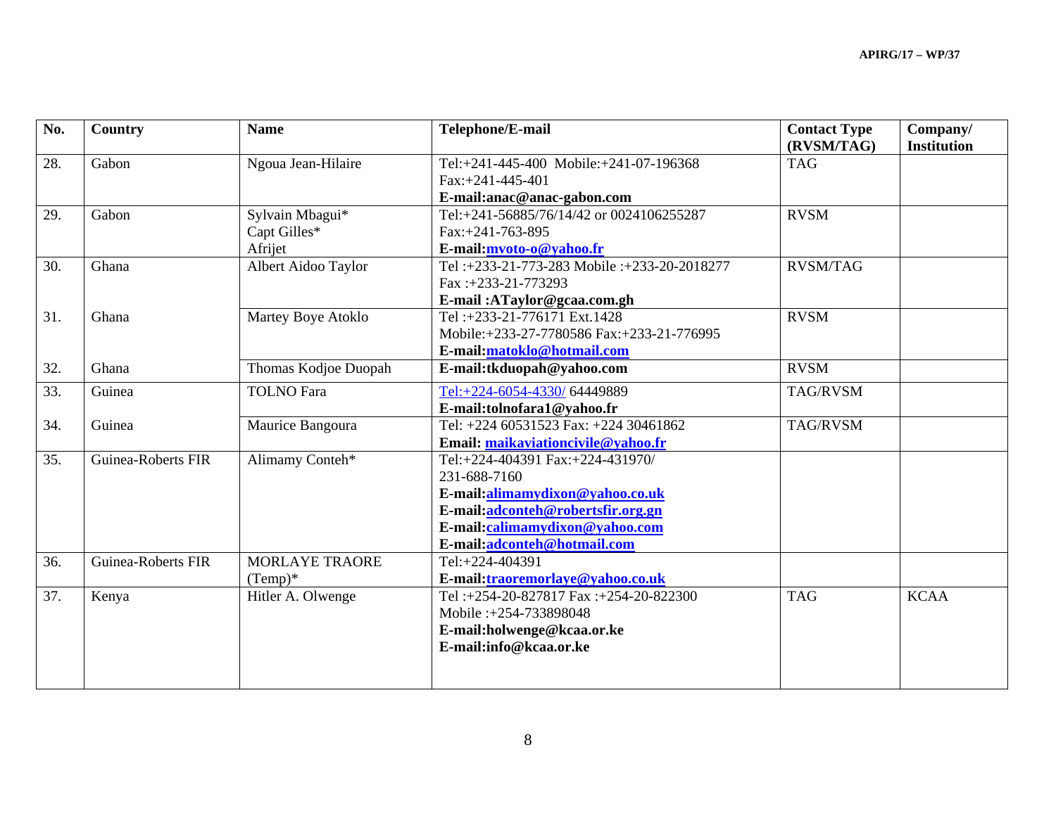| No. | Country | Name | Telephone/E-mail | Contact Type (RVSM/TAG) | Company/ Institution |
|---|---|---|---|---|---|
| 28. | Gabon | Ngoua Jean-Hilaire | Tel:+241-445-400 Mobile:+241-07-196368<br>Fax:+241-445-401<br>**E-mail:anac@anac-gabon.com** | TAG | |
| 29. | Gabon | Sylvain Mbagui*<br>Capt Gilles*<br>Afrijet | Tel:+241-56885/76/14/42 or 0024106255287<br>Fax:+241-763-895<br>**E-mail:mvoto-o@yahoo.fr** | RVSM | |
| 30. | Ghana | Albert Aidoo Taylor | Tel :+233-21-773-283 Mobile :+233-20-2018277<br>Fax :+233-21-773293<br>**E-mail :ATaylor@gcaa.com.gh** | RVSM/TAG | |
| 31. | Ghana | Martey Boye Atoklo | Tel :+233-21-776171 Ext.1428<br>Mobile:+233-27-7780586 Fax:+233-21-776995<br>**E-mail:matoklo@hotmail.com** | RVSM | |
| 32. | Ghana | Thomas Kodjoe Duopah | **E-mail:tkduopah@yahoo.com** | RVSM | |
| 33. | Guinea | TOLNO Fara | Tel:+224-6054-4330/ 64449889<br>**E-mail:tolnofara1@yahoo.fr** | TAG/RVSM | |
| 34. | Guinea | Maurice Bangoura | Tel: +224 60531523 Fax: +224 30461862<br>**Email: maikaviationcivile@yahoo.fr** | TAG/RVSM | |
| 35. | Guinea-Roberts FIR | Alimamy Conteh* | Tel:+224-404391 Fax:+224-431970/<br>231-688-7160<br>**E-mail:alimamydixon@yahoo.co.uk**<br>**E-mail:adconteh@robertsfir.org.gn**<br>**E-mail:calimamydixon@yahoo.com**<br>**E-mail:adconteh@hotmail.com** | | |
| 36. | Guinea-Roberts FIR | MORLAYE TRAORE (Temp)* | Tel:+224-404391<br>**E-mail:traoremorlaye@yahoo.co.uk** | | |
| 37. | Kenya | Hitler A. Olwenge | Tel :+254-20-827817 Fax :+254-20-822300<br>Mobile :+254-733898048<br>**E-mail:holwenge@kcaa.or.ke**<br>**E-mail:info@kcaa.or.ke** | TAG | KCAA |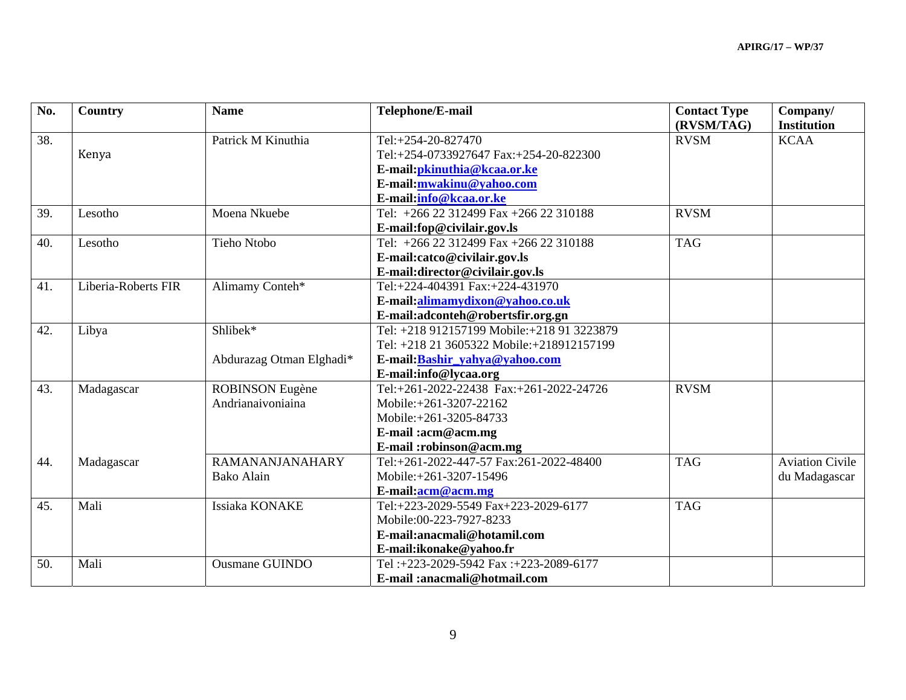| No. | Country | Name | Telephone/E-mail | Contact Type (RVSM/TAG) | Company/ Institution |
|---|---|---|---|---|---|
| 38. | Kenya | Patrick M Kinuthia | Tel:+254-20-827470<br>Tel:+254-0733927647 Fax:+254-20-822300<br>**E-mail:pkinuthia@kcaa.or.ke**<br>**E-mail:mwakinu@yahoo.com**<br>**E-mail:info@kcaa.or.ke** | RVSM | KCAA |
| 39. | Lesotho | Moena Nkuebe | Tel: +266 22 312499 Fax +266 22 310188<br>**E-mail:fop@civilair.gov.ls** | RVSM | |
| 40. | Lesotho | Tieho Ntobo | Tel: +266 22 312499 Fax +266 22 310188<br>**E-mail:catco@civilair.gov.ls**<br>**E-mail:director@civilair.gov.ls** | TAG | |
| 41. | Liberia-Roberts FIR | Alimamy Conteh* | Tel:+224-404391 Fax:+224-431970<br>**E-mail:alimamydixon@yahoo.co.uk**<br>**E-mail:adconteh@robertsfir.org.gn** | | |
| 42. | Libya | Shlibek*<br><br>Abdurazag Otman Elghadi* | Tel: +218 912157199 Mobile:+218 91 3223879<br>Tel: +218 21 3605322 Mobile:+218912157199<br>**E-mail:Bashir_yahya@yahoo.com**<br>**E-mail:info@lycaa.org** | | |
| 43. | Madagascar | ROBINSON Eugène Andrianaivoniaina | Tel:+261-2022-22438 Fax:+261-2022-24726<br>Mobile:+261-3207-22162<br>Mobile:+261-3205-84733<br>**E-mail :acm@acm.mg**<br>**E-mail :robinson@acm.mg** | RVSM | |
| 44. | Madagascar | RAMANANJANAHARY Bako Alain | Tel:+261-2022-447-57 Fax:261-2022-48400<br>Mobile:+261-3207-15496<br>**E-mail:acm@acm.mg** | TAG | Aviation Civile du Madagascar |
| 45. | Mali | Issiaka KONAKE | Tel:+223-2029-5549 Fax+223-2029-6177<br>Mobile:00-223-7927-8233<br>**E-mail:anacmali@hotamil.com**<br>**E-mail:ikonake@yahoo.fr** | TAG | |
| 50. | Mali | Ousmane GUINDO | Tel :+223-2029-5942 Fax :+223-2089-6177<br>**E-mail :anacmali@hotmail.com** | | |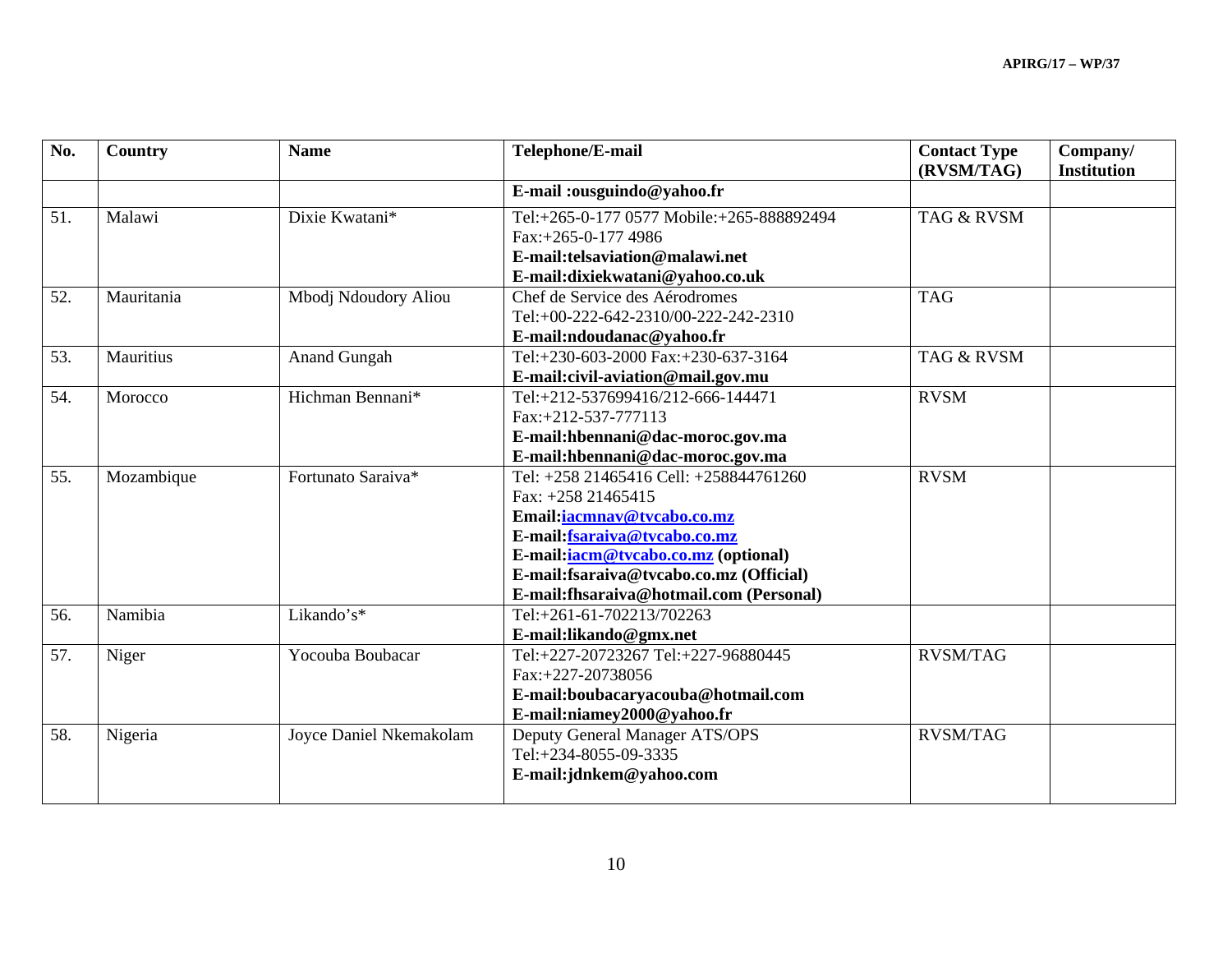| No. | Country | Name | Telephone/E-mail | Contact Type (RVSM/TAG) | Company/ Institution |
|---|---|---|---|---|---|
| | | | **E-mail :ousguindo@yahoo.fr** | | |
| 51. | Malawi | Dixie Kwatani* | Tel:+265-0-177 0577 Mobile:+265-888892494<br>Fax:+265-0-177 4986<br>**E-mail:telsaviation@malawi.net**<br>**E-mail:dixiekwatani@yahoo.co.uk** | TAG & RVSM | |
| 52. | Mauritania | Mbodj Ndoudory Aliou | Chef de Service des Aérodromes<br>Tel:+00-222-642-2310/00-222-242-2310<br>**E-mail:ndoudanac@yahoo.fr** | TAG | |
| 53. | Mauritius | Anand Gungah | Tel:+230-603-2000 Fax:+230-637-3164<br>**E-mail:civil-aviation@mail.gov.mu** | TAG & RVSM | |
| 54. | Morocco | Hichman Bennani* | Tel:+212-537699416/212-666-144471<br>Fax:+212-537-777113<br>**E-mail:hbennani@dac-moroc.gov.ma**<br>**E-mail:hbennani@dac-moroc.gov.ma** | RVSM | |
| 55. | Mozambique | Fortunato Saraiva* | Tel: +258 21465416 Cell: +258844761260<br>Fax: +258 21465415<br>**Email:iacmnav@tvcabo.co.mz**<br>**E-mail:fsaraiva@tvcabo.co.mz**<br>**E-mail:iacm@tvcabo.co.mz (optional)**<br>**E-mail:fsaraiva@tvcabo.co.mz (Official)**<br>**E-mail:fhsaraiva@hotmail.com (Personal)** | RVSM | |
| 56. | Namibia | Likando's* | Tel:+261-61-702213/702263<br>**E-mail:likando@gmx.net** | | |
| 57. | Niger | Yocouba Boubacar | Tel:+227-20723267 Tel:+227-96880445<br>Fax:+227-20738056<br>**E-mail:boubacaryacouba@hotmail.com**<br>**E-mail:niamey2000@yahoo.fr** | RVSM/TAG | |
| 58. | Nigeria | Joyce Daniel Nkemakolam | Deputy General Manager ATS/OPS<br>Tel:+234-8055-09-3335<br>**E-mail:jdnkem@yahoo.com** | RVSM/TAG | |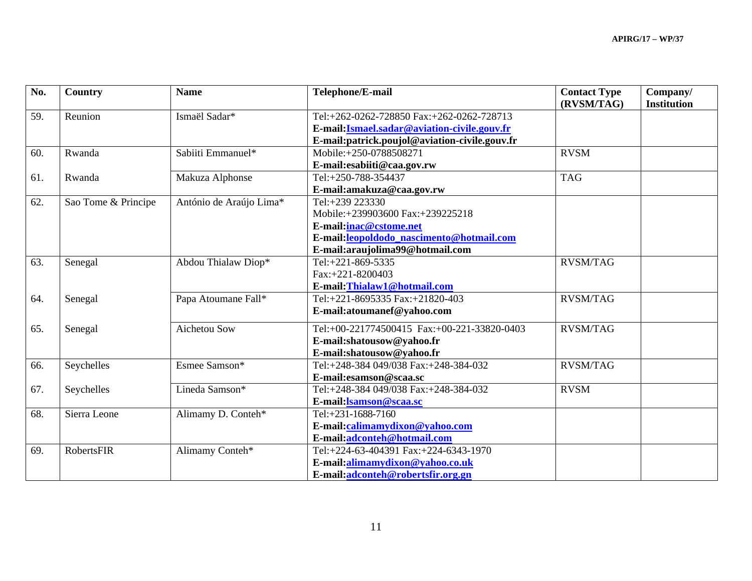| No. | Country | Name | Telephone/E-mail | Contact Type (RVSM/TAG) | Company/ Institution |
|---|---|---|---|---|---|
| 59. | Reunion | Ismaël Sadar* | Tel:+262-0262-728850 Fax:+262-0262-728713<br>**E-mail:Ismael.sadar@aviation-civile.gouv.fr**<br>**E-mail:patrick.poujol@aviation-civile.gouv.fr** | | |
| 60. | Rwanda | Sabiiti Emmanuel* | Mobile:+250-0788508271<br>**E-mail:esabiiti@caa.gov.rw** | RVSM | |
| 61. | Rwanda | Makuza Alphonse | Tel:+250-788-354437<br>**E-mail:amakuza@caa.gov.rw** | TAG | |
| 62. | Sao Tome & Principe | António de Araújo Lima* | Tel:+239 223330<br>Mobile:+239903600 Fax:+239225218<br>**E-mail:inac@cstome.net**<br>**E-mail:leopoldodo_nascimento@hotmail.com**<br>**E-mail:araujolima99@hotmail.com** | | |
| 63. | Senegal | Abdou Thialaw Diop* | Tel:+221-869-5335<br>Fax:+221-8200403<br>**E-mail:Thialaw1@hotmail.com** | RVSM/TAG | |
| 64. | Senegal | Papa Atoumane Fall* | Tel:+221-8695335 Fax:+21820-403<br>**E-mail:atoumanef@yahoo.com** | RVSM/TAG | |
| 65. | Senegal | Aichetou Sow | Tel:+00-221774500415 Fax:+00-221-33820-0403<br>**E-mail:shatousow@yahoo.fr**<br>**E-mail:shatousow@yahoo.fr** | RVSM/TAG | |
| 66. | Seychelles | Esmee Samson* | Tel:+248-384 049/038 Fax:+248-384-032<br>**E-mail:esamson@scaa.sc** | RVSM/TAG | |
| 67. | Seychelles | Lineda Samson* | Tel:+248-384 049/038 Fax:+248-384-032<br>**E-mail:lsamson@scaa.sc** | RVSM | |
| 68. | Sierra Leone | Alimamy D. Conteh* | Tel:+231-1688-7160<br>**E-mail:calimamydixon@yahoo.com**<br>**E-mail:adconteh@hotmail.com** | | |
| 69. | RobertsFIR | Alimamy Conteh* | Tel:+224-63-404391 Fax:+224-6343-1970<br>**E-mail:alimamydixon@yahoo.co.uk**<br>**E-mail:adconteh@robertsfir.org.gn** | | |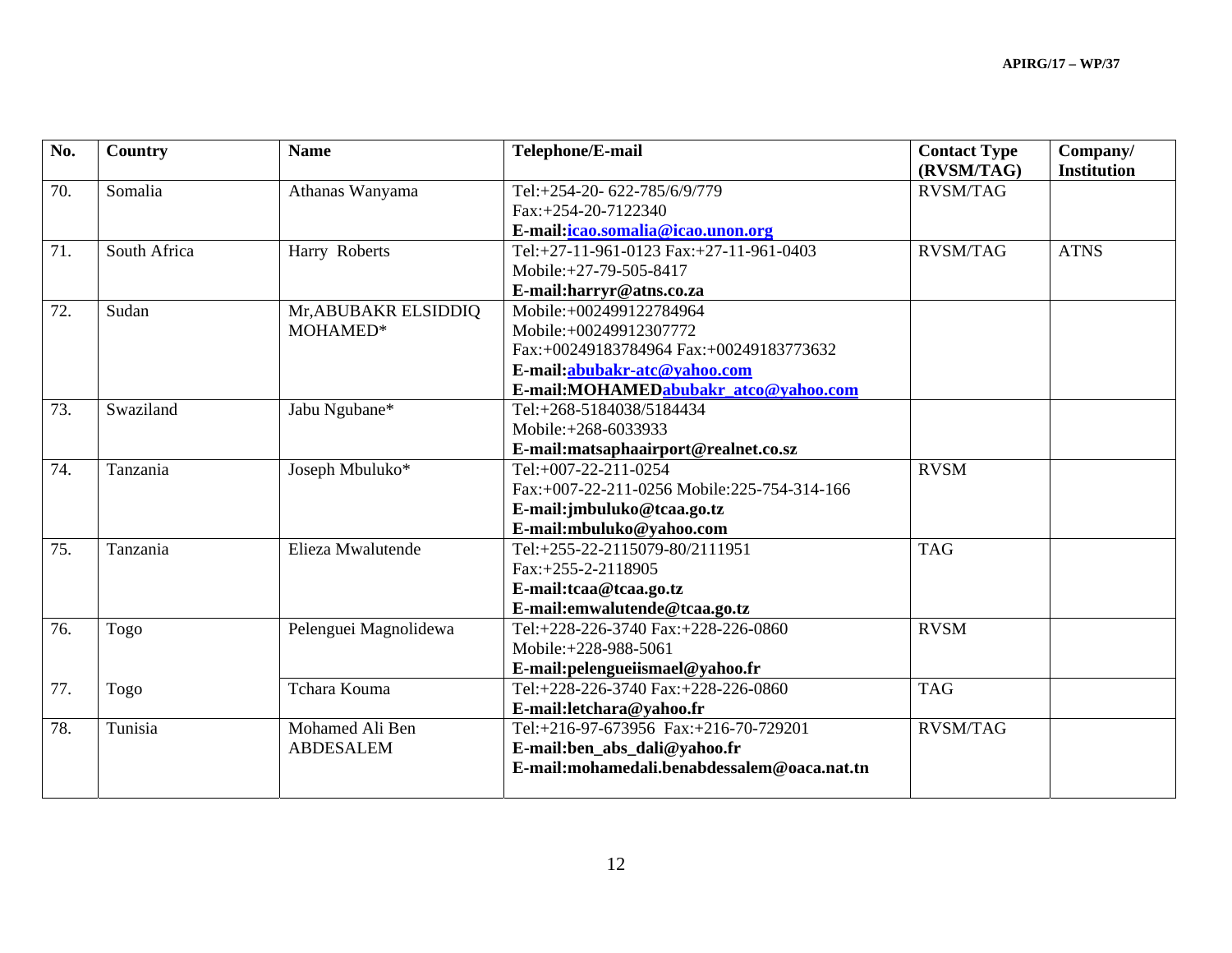| No. | Country | Name | Telephone/E-mail | Contact Type (RVSM/TAG) | Company/ Institution |
|---|---|---|---|---|---|
| 70. | Somalia | Athanas Wanyama | Tel:+254-20- 622-785/6/9/779<br>Fax:+254-20-7122340<br>**E-mail:icao.somalia@icao.unon.org** | RVSM/TAG | |
| 71. | South Africa | Harry Roberts | Tel:+27-11-961-0123 Fax:+27-11-961-0403<br>Mobile:+27-79-505-8417<br>**E-mail:harryr@atns.co.za** | RVSM/TAG | ATNS |
| 72. | Sudan | Mr,ABUBAKR ELSIDDIQ MOHAMED* | Mobile:+002499122784964<br>Mobile:+00249912307772<br>Fax:+00249183784964 Fax:+00249183773632<br>**E-mail:abubakr-atc@yahoo.com**<br>**E-mail:MOHAMEDabubakr_atco@yahoo.com** | | |
| 73. | Swaziland | Jabu Ngubane* | Tel:+268-5184038/5184434<br>Mobile:+268-6033933<br>**E-mail:matsaphaairport@realnet.co.sz** | | |
| 74. | Tanzania | Joseph Mbuluko* | Tel:+007-22-211-0254<br>Fax:+007-22-211-0256 Mobile:225-754-314-166<br>**E-mail:jmbuluko@tcaa.go.tz**<br>**E-mail:mbuluko@yahoo.com** | RVSM | |
| 75. | Tanzania | Elieza Mwalutende | Tel:+255-22-2115079-80/2111951<br>Fax:+255-2-2118905<br>**E-mail:tcaa@tcaa.go.tz**<br>**E-mail:emwalutende@tcaa.go.tz** | TAG | |
| 76. | Togo | Pelenguei Magnolidewa | Tel:+228-226-3740 Fax:+228-226-0860<br>Mobile:+228-988-5061<br>**E-mail:pelengueiismael@yahoo.fr** | RVSM | |
| 77. | Togo | Tchara Kouma | Tel:+228-226-3740 Fax:+228-226-0860<br>**E-mail:letchara@yahoo.fr** | TAG | |
| 78. | Tunisia | Mohamed Ali Ben ABDESALEM | Tel:+216-97-673956 Fax:+216-70-729201<br>**E-mail:ben_abs_dali@yahoo.fr**<br>**E-mail:mohamedali.benabdessalem@oaca.nat.tn** | RVSM/TAG | |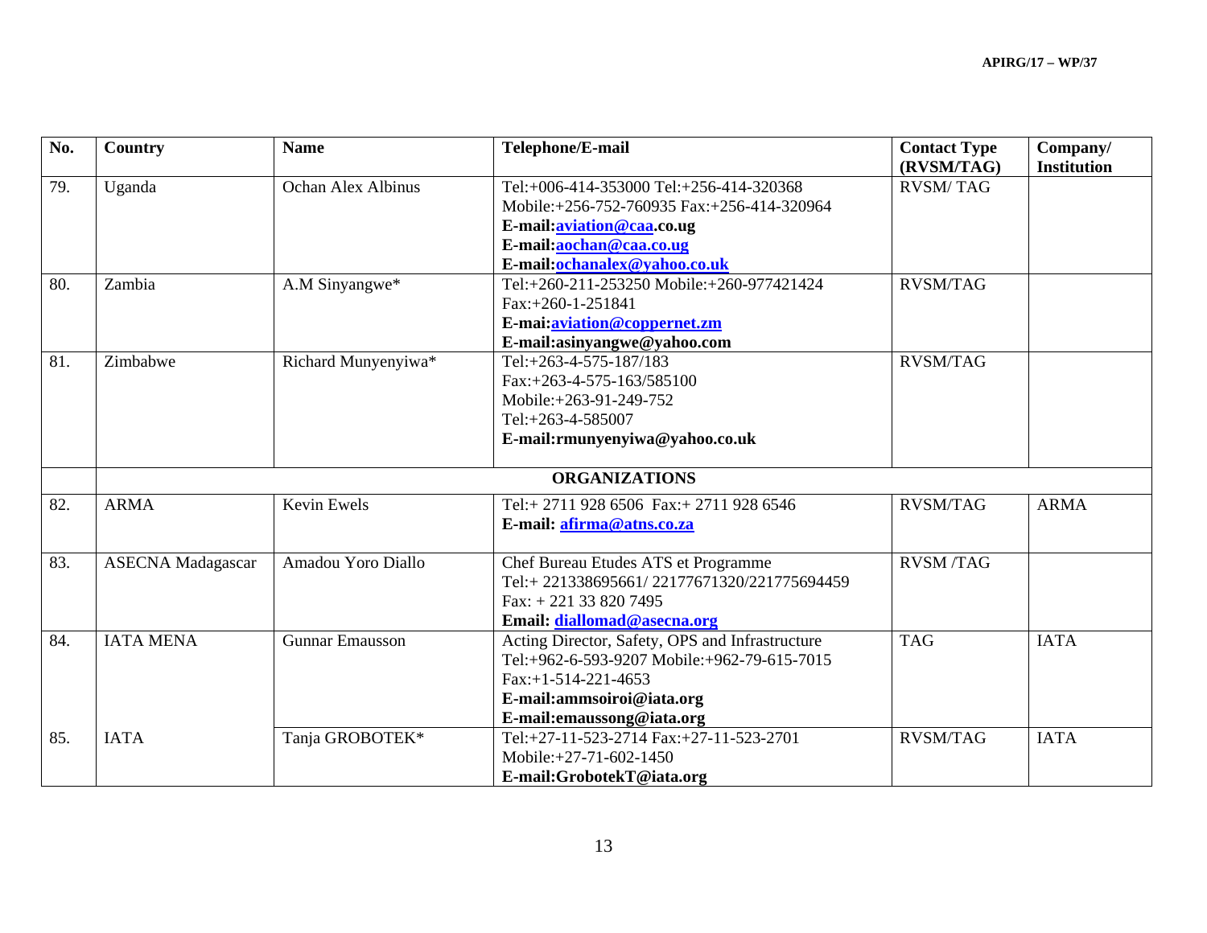| No. | Country | Name | Telephone/E-mail | Contact Type (RVSM/TAG) | Company/ Institution |
|---|---|---|---|---|---|
| 79. | Uganda | Ochan Alex Albinus | Tel:+006-414-353000 Tel:+256-414-320368 Mobile:+256-752-760935 Fax:+256-414-320964 **E-mail:aviation@caa.co.ug** **E-mail:aochan@caa.co.ug** **E-mail:ochanalex@yahoo.co.uk** | RVSM/ TAG | |
| 80. | Zambia | A.M Sinyangwe* | Tel:+260-211-253250 Mobile:+260-977421424 Fax:+260-1-251841 **E-mai:aviation@coppernet.zm** **E-mail:asinyangwe@yahoo.com** | RVSM/TAG | |
| 81. | Zimbabwe | Richard Munyenyiwa* | Tel:+263-4-575-187/183 Fax:+263-4-575-163/585100 Mobile:+263-91-249-752 Tel:+263-4-585007 **E-mail:rmunyenyiwa@yahoo.co.uk** | RVSM/TAG | |
| | **ORGANIZATIONS** | | | | |
| 82. | ARMA | Kevin Ewels | Tel:+ 2711 928 6506 Fax:+ 2711 928 6546 **E-mail: afirma@atns.co.za** | RVSM/TAG | ARMA |
| 83. | ASECNA Madagascar | Amadou Yoro Diallo | Chef Bureau Etudes ATS et Programme Tel:+ 221338695661/ 22177671320/221775694459 Fax: + 221 33 820 7495 **Email: diallomad@asecna.org** | RVSM /TAG | |
| 84. | IATA MENA | Gunnar Emausson | Acting Director, Safety, OPS and Infrastructure Tel:+962-6-593-9207 Mobile:+962-79-615-7015 Fax:+1-514-221-4653 **E-mail:ammsoiroi@iata.org** **E-mail:emaussong@iata.org** | TAG | IATA |
| 85. | IATA | Tanja GROBOTEK* | Tel:+27-11-523-2714 Fax:+27-11-523-2701 Mobile:+27-71-602-1450 **E-mail:GrobotekT@iata.org** | RVSM/TAG | IATA |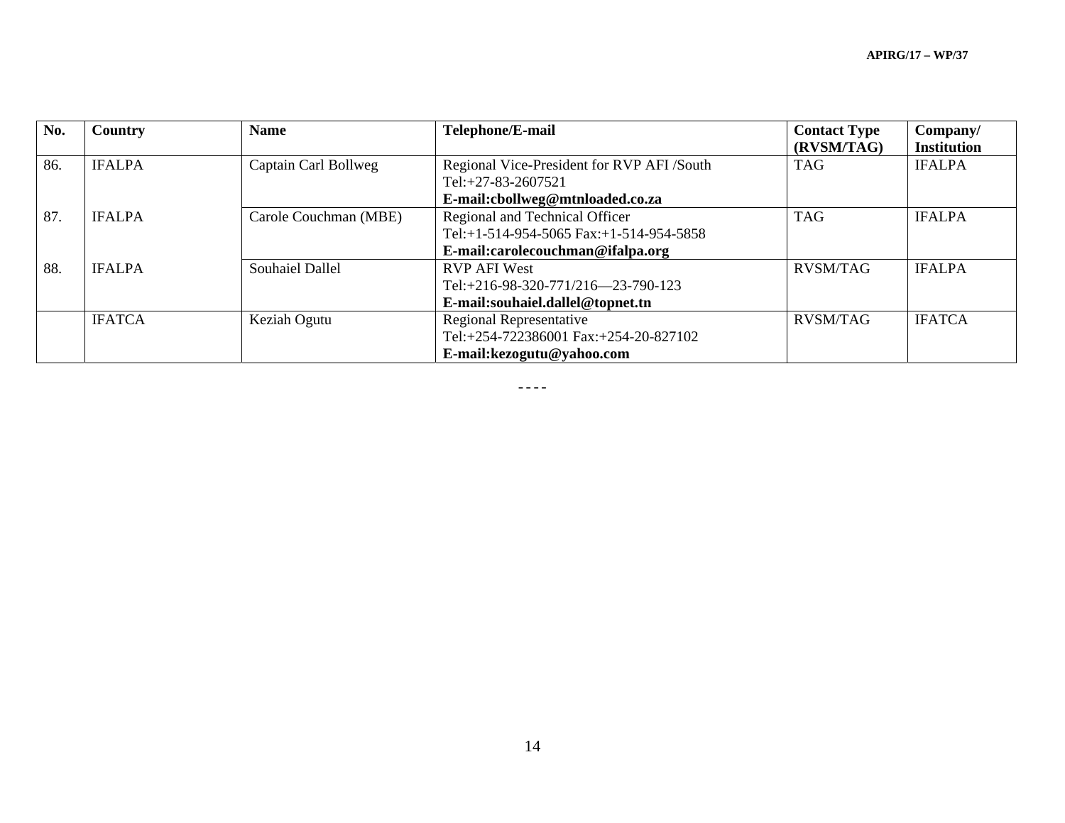| No. | Country | Name | Telephone/E-mail | Contact Type (RVSM/TAG) | Company/ Institution |
|---|---|---|---|---|---|
| 86. | IFALPA | Captain Carl Bollweg | Regional Vice-President for RVP AFI /South Tel:+27-83-2607521 **E-mail:cbollweg@mtnloaded.co.za** | TAG | IFALPA |
| 87. | IFALPA | Carole Couchman (MBE) | Regional and Technical Officer Tel:+1-514-954-5065 Fax:+1-514-954-5858 **E-mail:carolecouchman@ifalpa.org** | TAG | IFALPA |
| 88. | IFALPA | Souhaiel Dallel | RVP AFI West Tel:+216-98-320-771/216—23-790-123 **E-mail:souhaiel.dallel@topnet.tn** | RVSM/TAG | IFALPA |
| | IFATCA | Keziah Ogutu | Regional Representative Tel:+254-722386001 Fax:+254-20-827102 **E-mail:kezogutu@yahoo.com** | RVSM/TAG | IFATCA |

- - - -